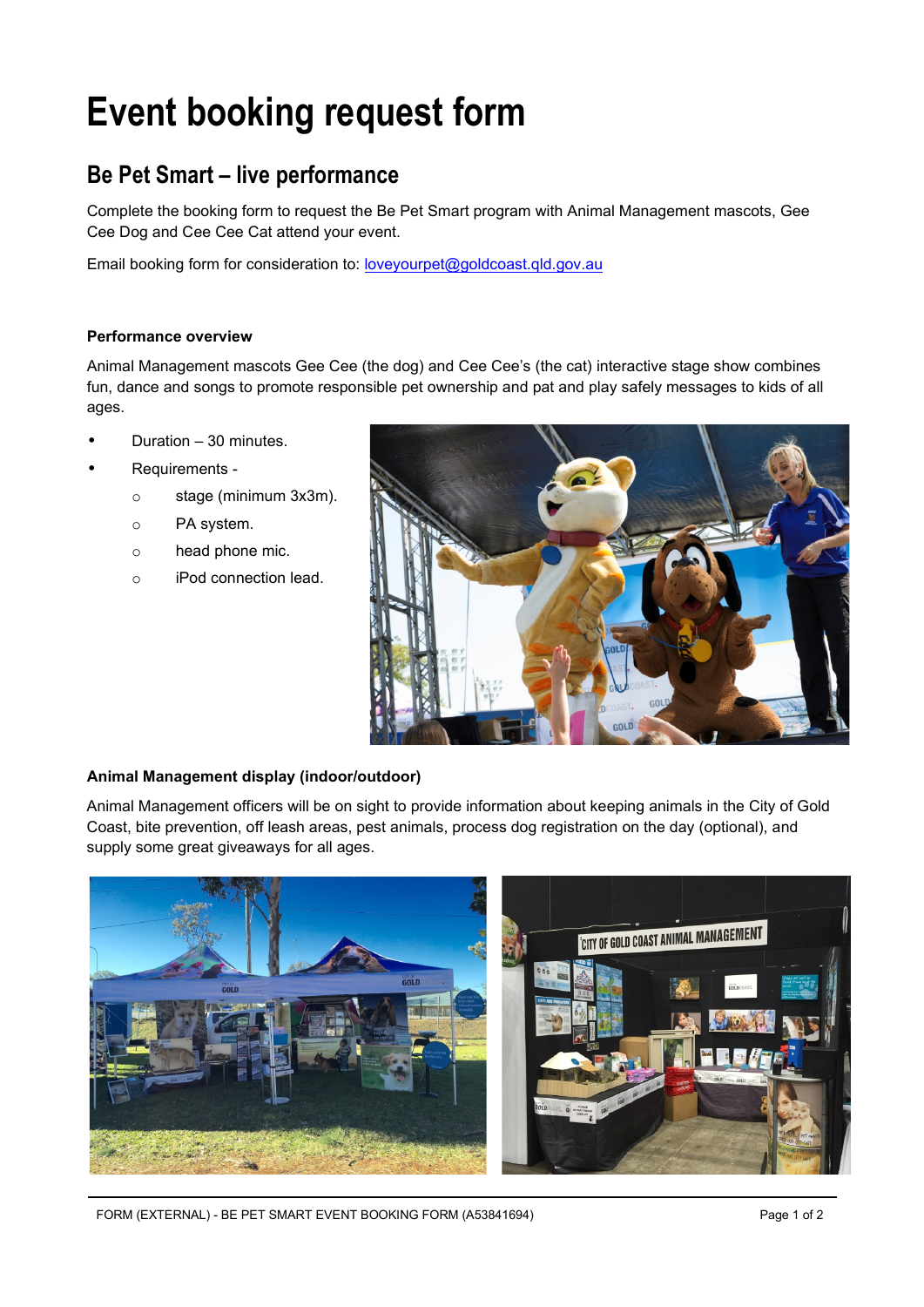# Event booking request form

## Be Pet Smart – live performance

Complete the booking form to request the Be Pet Smart program with Animal Management mascots, Gee Cee Dog and Cee Cee Cat attend your event.

Email booking form for consideration to: loveyourpet@goldcoast.qld.gov.au

**Performance overview**

Animal Management mascots Gee Cee (the dog) and Cee Cee's (the cat) interactive stage show combines fun, dance and songs to promote responsible pet ownership and pat and play safely messages to kids of all ages.

- Duration – 30 minutes.
- Requirements -
  - stage (minimum 3x3m).
  - PA system.
  - head phone mic.
  - iPod connection lead.

**Animal Management display (indoor/outdoor)**

Animal Management officers will be on sight to provide information about keeping animals in the City of Gold Coast, bite prevention, off leash areas, pest animals, process dog registration on the day (optional), and supply some great giveaways for all ages.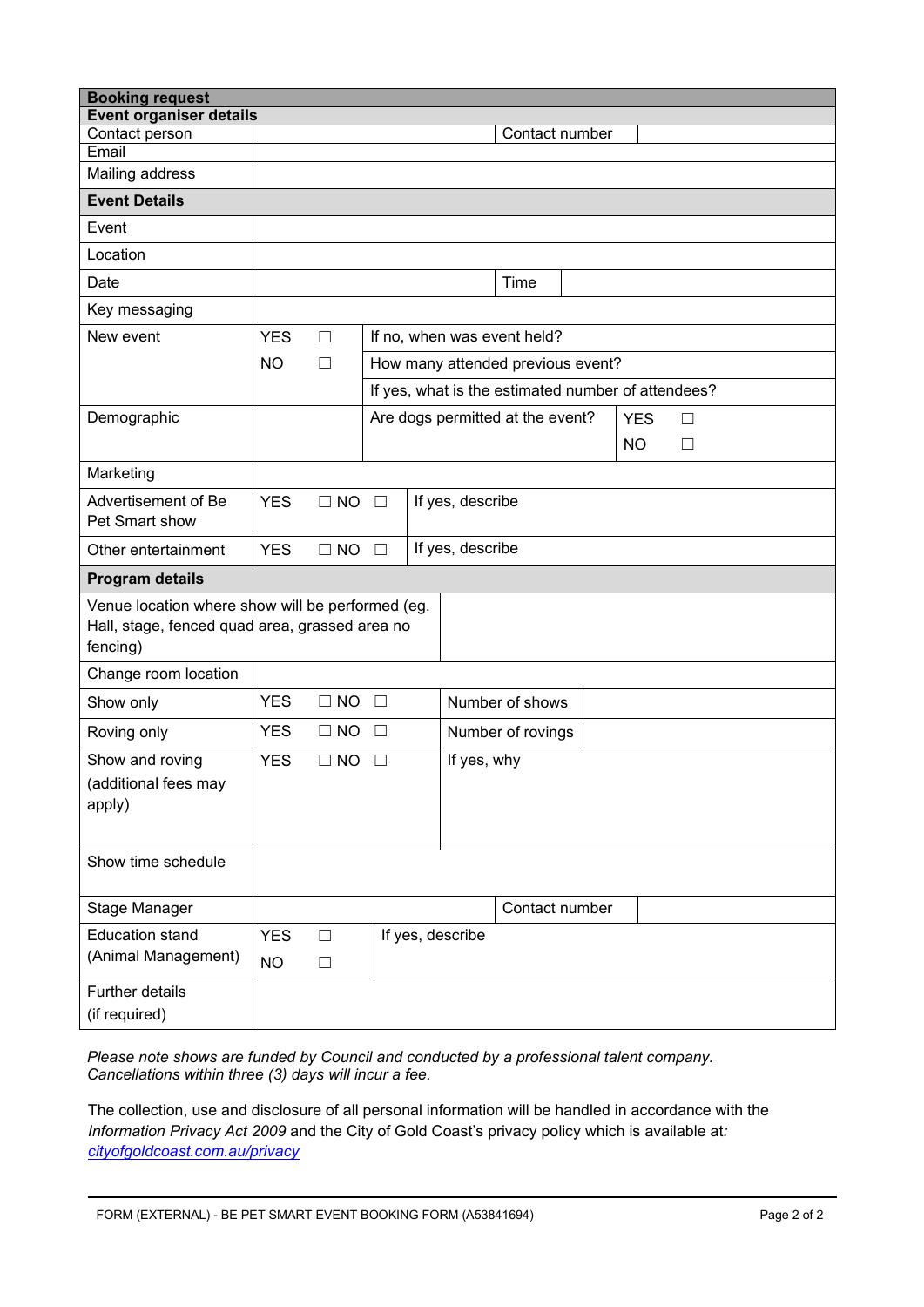| | | | |
|---|---|---|---|
| **Booking request** | | | |
| **Event organiser details** | | | |
| Contact person | | Contact number | |
| Email | | | |
| Mailing address | | | |
| **Event Details** | | | |
| Event | | | |
| Location | | | |
| Date | | Time | |
| Key messaging | | | |
| New event | YES ☐ NO ☐ | If no, when was event held? | |
| | | How many attended previous event? | |
| | | If yes, what is the estimated number of attendees? | |
| Demographic | | Are dogs permitted at the event? | YES ☐ NO ☐ |
| Marketing | | | |
| Advertisement of Be Pet Smart show | YES ☐ NO ☐ | If yes, describe | |
| Other entertainment | YES ☐ NO ☐ | If yes, describe | |
| **Program details** | | | |
| Venue location where show will be performed (eg. Hall, stage, fenced quad area, grassed area no fencing) | | | |
| Change room location | | | |
| Show only | YES ☐ NO ☐ | Number of shows | |
| Roving only | YES ☐ NO ☐ | Number of rovings | |
| Show and roving (additional fees may apply) | YES ☐ NO ☐ | If yes, why | |
| Show time schedule | | | |
| Stage Manager | | Contact number | |
| Education stand (Animal Management) | YES ☐ NO ☐ | If yes, describe | |
| Further details (if required) | | | |

*Please note shows are funded by Council and conducted by a professional talent company. Cancellations within three (3) days will incur a fee.*

The collection, use and disclosure of all personal information will be handled in accordance with the *Information Privacy Act 2009* and the City of Gold Coast's privacy policy which is available at*:* *cityofgoldcoast.com.au/privacy*

FORM (EXTERNAL) - BE PET SMART EVENT BOOKING FORM (A53841694)